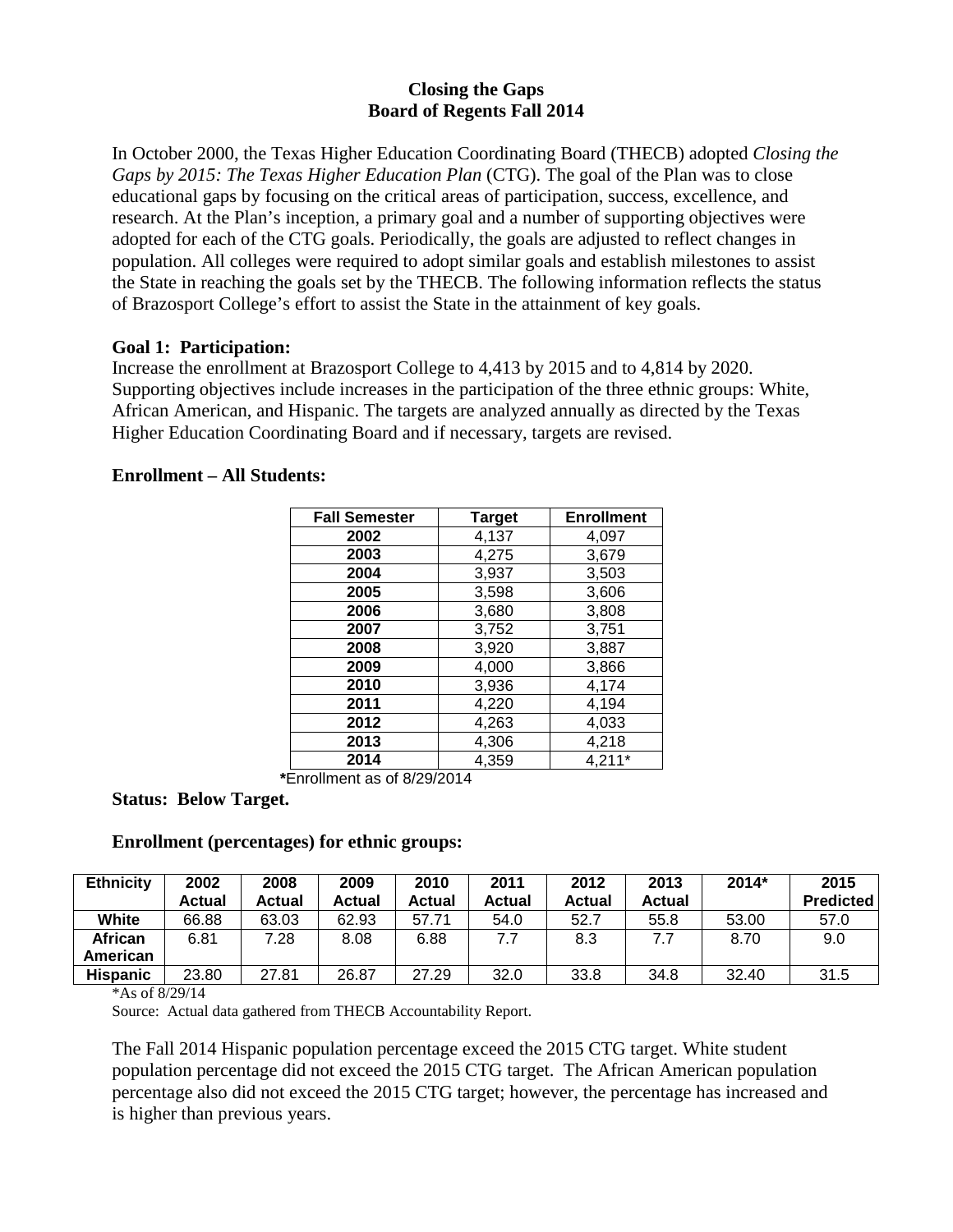# Closing the Gaps
## Board of Regents Fall 2014

In October 2000, the Texas Higher Education Coordinating Board (THECB) adopted *Closing the Gaps by 2015: The Texas Higher Education Plan* (CTG). The goal of the Plan was to close educational gaps by focusing on the critical areas of participation, success, excellence, and research. At the Plan's inception, a primary goal and a number of supporting objectives were adopted for each of the CTG goals. Periodically, the goals are adjusted to reflect changes in population. All colleges were required to adopt similar goals and establish milestones to assist the State in reaching the goals set by the THECB. The following information reflects the status of Brazosport College's effort to assist the State in the attainment of key goals.

**Goal 1: Participation:**
Increase the enrollment at Brazosport College to 4,413 by 2015 and to 4,814 by 2020. Supporting objectives include increases in the participation of the three ethnic groups: White, African American, and Hispanic. The targets are analyzed annually as directed by the Texas Higher Education Coordinating Board and if necessary, targets are revised.

**Enrollment – All Students:**

| Fall Semester | Target | Enrollment |
|---|---|---|
| 2002 | 4,137 | 4,097 |
| 2003 | 4,275 | 3,679 |
| 2004 | 3,937 | 3,503 |
| 2005 | 3,598 | 3,606 |
| 2006 | 3,680 | 3,808 |
| 2007 | 3,752 | 3,751 |
| 2008 | 3,920 | 3,887 |
| 2009 | 4,000 | 3,866 |
| 2010 | 3,936 | 4,174 |
| 2011 | 4,220 | 4,194 |
| 2012 | 4,263 | 4,033 |
| 2013 | 4,306 | 4,218 |
| 2014 | 4,359 | 4,211* |

**\***Enrollment as of 8/29/2014

**Status: Below Target.**

**Enrollment (percentages) for ethnic groups:**

| Ethnicity | 2002 Actual | 2008 Actual | 2009 Actual | 2010 Actual | 2011 Actual | 2012 Actual | 2013 Actual | 2014* | 2015 Predicted |
|---|---|---|---|---|---|---|---|---|---|
| White | 66.88 | 63.03 | 62.93 | 57.71 | 54.0 | 52.7 | 55.8 | 53.00 | 57.0 |
| African American | 6.81 | 7.28 | 8.08 | 6.88 | 7.7 | 8.3 | 7.7 | 8.70 | 9.0 |
| Hispanic | 23.80 | 27.81 | 26.87 | 27.29 | 32.0 | 33.8 | 34.8 | 32.40 | 31.5 |

*As of 8/29/14

Source: Actual data gathered from THECB Accountability Report.

The Fall 2014 Hispanic population percentage exceed the 2015 CTG target. White student population percentage did not exceed the 2015 CTG target. The African American population percentage also did not exceed the 2015 CTG target; however, the percentage has increased and is higher than previous years.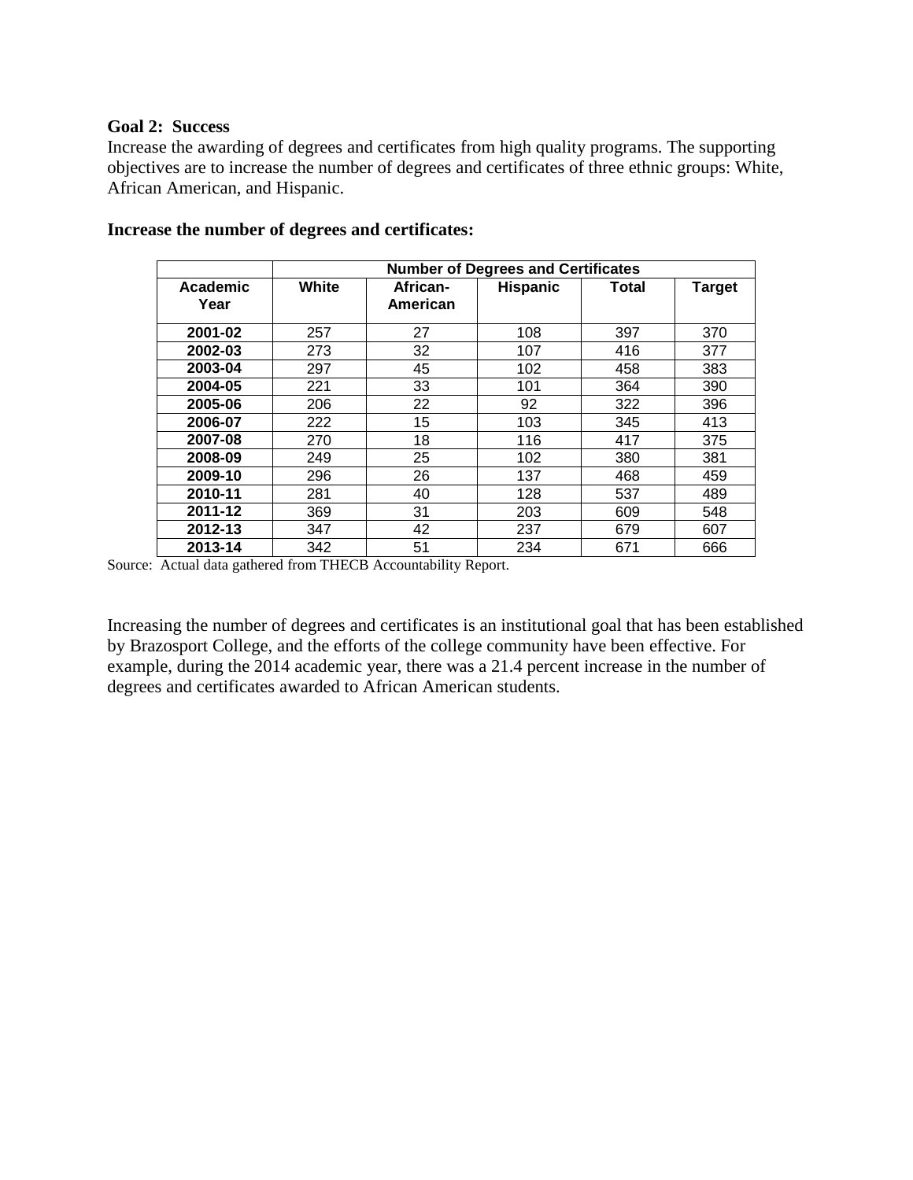**Goal 2: Success**

Increase the awarding of degrees and certificates from high quality programs. The supporting objectives are to increase the number of degrees and certificates of three ethnic groups: White, African American, and Hispanic.

**Increase the number of degrees and certificates:**

| | Number of Degrees and Certificates | | | | |
|---|---|---|---|---|---|
| **Academic Year** | **White** | **African-American** | **Hispanic** | **Total** | **Target** |
| **2001-02** | 257 | 27 | 108 | 397 | 370 |
| **2002-03** | 273 | 32 | 107 | 416 | 377 |
| **2003-04** | 297 | 45 | 102 | 458 | 383 |
| **2004-05** | 221 | 33 | 101 | 364 | 390 |
| **2005-06** | 206 | 22 | 92 | 322 | 396 |
| **2006-07** | 222 | 15 | 103 | 345 | 413 |
| **2007-08** | 270 | 18 | 116 | 417 | 375 |
| **2008-09** | 249 | 25 | 102 | 380 | 381 |
| **2009-10** | 296 | 26 | 137 | 468 | 459 |
| **2010-11** | 281 | 40 | 128 | 537 | 489 |
| **2011-12** | 369 | 31 | 203 | 609 | 548 |
| **2012-13** | 347 | 42 | 237 | 679 | 607 |
| **2013-14** | 342 | 51 | 234 | 671 | 666 |

Source: Actual data gathered from THECB Accountability Report.

Increasing the number of degrees and certificates is an institutional goal that has been established by Brazosport College, and the efforts of the college community have been effective. For example, during the 2014 academic year, there was a 21.4 percent increase in the number of degrees and certificates awarded to African American students.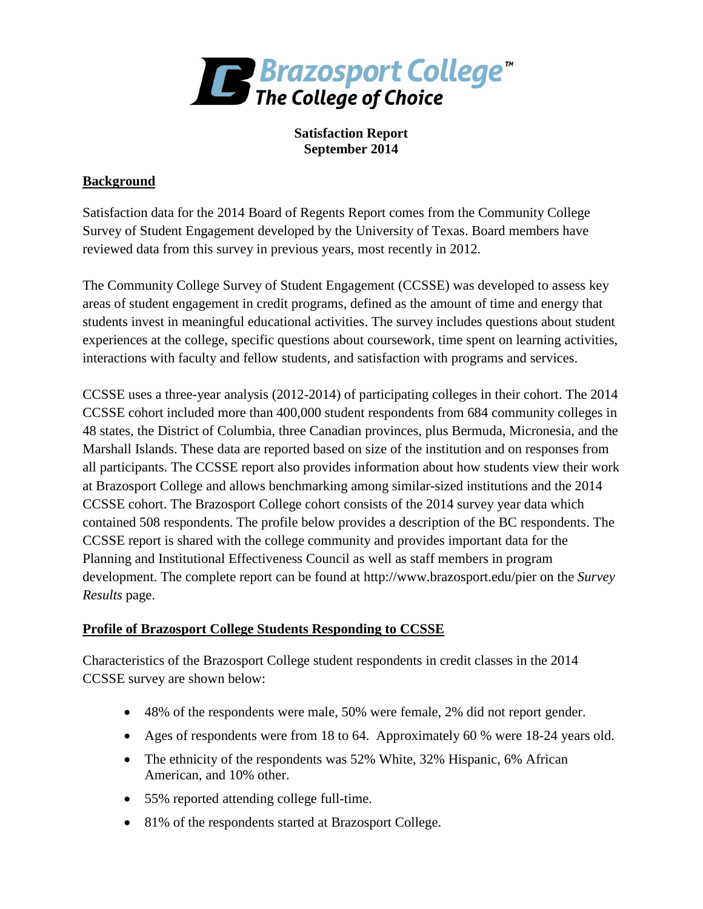**Brazosport College**
**The College of Choice**

**Satisfaction Report**
**September 2014**

## Background

Satisfaction data for the 2014 Board of Regents Report comes from the Community College Survey of Student Engagement developed by the University of Texas. Board members have reviewed data from this survey in previous years, most recently in 2012.

The Community College Survey of Student Engagement (CCSSE) was developed to assess key areas of student engagement in credit programs, defined as the amount of time and energy that students invest in meaningful educational activities. The survey includes questions about student experiences at the college, specific questions about coursework, time spent on learning activities, interactions with faculty and fellow students, and satisfaction with programs and services.

CCSSE uses a three-year analysis (2012-2014) of participating colleges in their cohort. The 2014 CCSSE cohort included more than 400,000 student respondents from 684 community colleges in 48 states, the District of Columbia, three Canadian provinces, plus Bermuda, Micronesia, and the Marshall Islands. These data are reported based on size of the institution and on responses from all participants. The CCSSE report also provides information about how students view their work at Brazosport College and allows benchmarking among similar-sized institutions and the 2014 CCSSE cohort. The Brazosport College cohort consists of the 2014 survey year data which contained 508 respondents. The profile below provides a description of the BC respondents. The CCSSE report is shared with the college community and provides important data for the Planning and Institutional Effectiveness Council as well as staff members in program development. The complete report can be found at http://www.brazosport.edu/pier on the *Survey Results* page.

## Profile of Brazosport College Students Responding to CCSSE

Characteristics of the Brazosport College student respondents in credit classes in the 2014 CCSSE survey are shown below:

- 48% of the respondents were male, 50% were female, 2% did not report gender.
- Ages of respondents were from 18 to 64. Approximately 60 % were 18-24 years old.
- The ethnicity of the respondents was 52% White, 32% Hispanic, 6% African American, and 10% other.
- 55% reported attending college full-time.
- 81% of the respondents started at Brazosport College.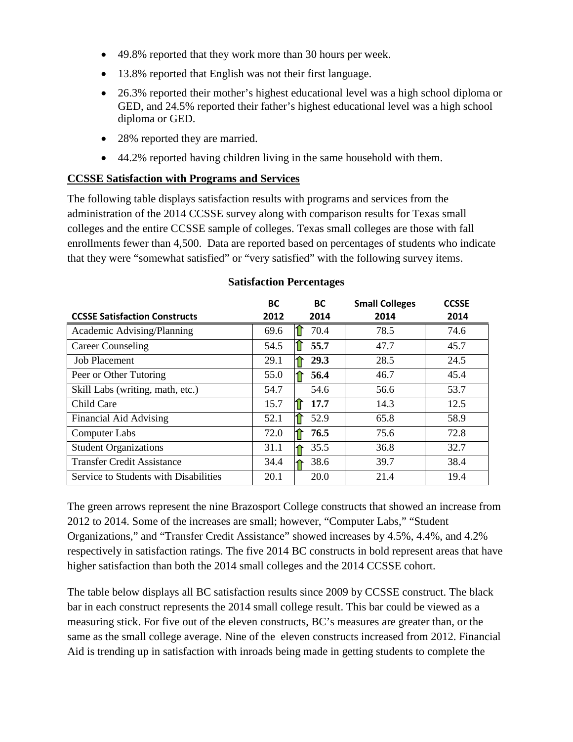- 49.8% reported that they work more than 30 hours per week.
- 13.8% reported that English was not their first language.
- 26.3% reported their mother's highest educational level was a high school diploma or GED, and 24.5% reported their father's highest educational level was a high school diploma or GED.
- 28% reported they are married.
- 44.2% reported having children living in the same household with them.

## CCSSE Satisfaction with Programs and Services

The following table displays satisfaction results with programs and services from the administration of the 2014 CCSSE survey along with comparison results for Texas small colleges and the entire CCSSE sample of colleges. Texas small colleges are those with fall enrollments fewer than 4,500. Data are reported based on percentages of students who indicate that they were "somewhat satisfied" or "very satisfied" with the following survey items.

**Satisfaction Percentages**

| CCSSE Satisfaction Constructs | BC 2012 | BC 2014 | Small Colleges 2014 | CCSSE 2014 |
|---|---|---|---|---|
| Academic Advising/Planning | 69.6 | ⇧ 70.4 | 78.5 | 74.6 |
| Career Counseling | 54.5 | ⇧ **55.7** | 47.7 | 45.7 |
| Job Placement | 29.1 | ⇧ **29.3** | 28.5 | 24.5 |
| Peer or Other Tutoring | 55.0 | ⇧ **56.4** | 46.7 | 45.4 |
| Skill Labs (writing, math, etc.) | 54.7 | 54.6 | 56.6 | 53.7 |
| Child Care | 15.7 | ⇧ **17.7** | 14.3 | 12.5 |
| Financial Aid Advising | 52.1 | ⇧ 52.9 | 65.8 | 58.9 |
| Computer Labs | 72.0 | ⇧ **76.5** | 75.6 | 72.8 |
| Student Organizations | 31.1 | ⇧ 35.5 | 36.8 | 32.7 |
| Transfer Credit Assistance | 34.4 | ⇧ 38.6 | 39.7 | 38.4 |
| Service to Students with Disabilities | 20.1 | 20.0 | 21.4 | 19.4 |

The green arrows represent the nine Brazosport College constructs that showed an increase from 2012 to 2014. Some of the increases are small; however, "Computer Labs," "Student Organizations," and "Transfer Credit Assistance" showed increases by 4.5%, 4.4%, and 4.2% respectively in satisfaction ratings. The five 2014 BC constructs in bold represent areas that have higher satisfaction than both the 2014 small colleges and the 2014 CCSSE cohort.

The table below displays all BC satisfaction results since 2009 by CCSSE construct. The black bar in each construct represents the 2014 small college result. This bar could be viewed as a measuring stick. For five out of the eleven constructs, BC's measures are greater than, or the same as the small college average. Nine of the eleven constructs increased from 2012. Financial Aid is trending up in satisfaction with inroads being made in getting students to complete the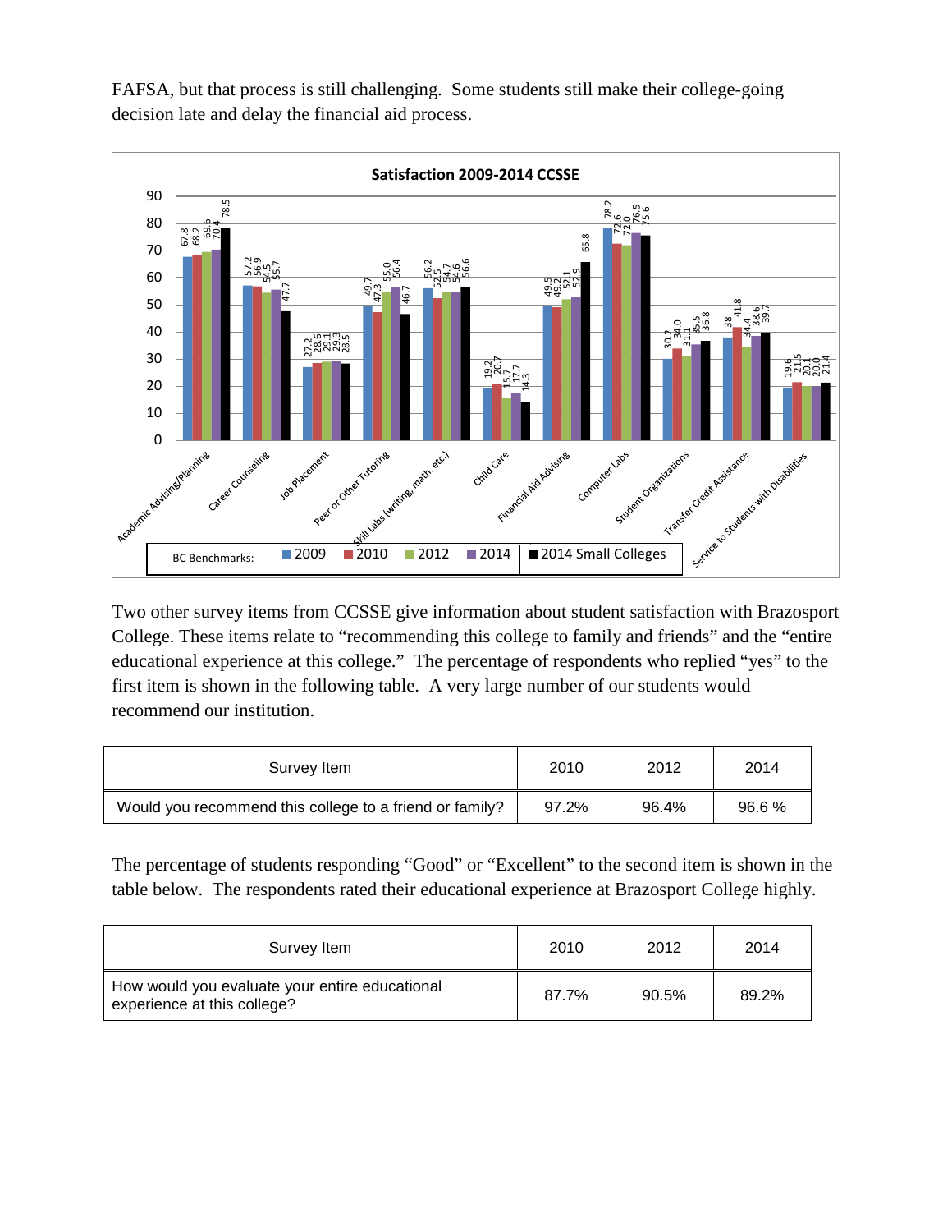FAFSA, but that process is still challenging. Some students still make their college-going decision late and delay the financial aid process.

**Satisfaction 2009-2014 CCSSE**

| BC Benchmarks | 2009 | 2010 | 2012 | 2014 | 2014 Small Colleges |
|---|---|---|---|---|---|
| Academic Advising/Planning | 67.8 | 68.2 | 69.6 | 70.4 | 78.5 |
| Career Counseling | 57.2 | 56.9 | 54.5 | 55.7 | 47.7 |
| Job Placement | 27.2 | 28.6 | 29.1 | 29.3 | 28.5 |
| Peer or Other Tutoring | 49.7 | 47.3 | 55.0 | 56.4 | 46.7 |
| Skill Labs (writing, math, etc.) | 56.2 | 52.5 | 54.7 | 54.6 | 56.6 |
| Child Care | 19.2 | 20.7 | 15.7 | 17.7 | 14.3 |
| Financial Aid Advising | 49.5 | 49.2 | 52.1 | 52.9 | 65.8 |
| Computer Labs | 78.2 | 72.6 | 72.0 | 76.5 | 75.6 |
| Student Organizations | 30.2 | 34.0 | 31.1 | 35.5 | 36.8 |
| Transfer Credit Assistance | 38 | 41.8 | 34.4 | 38.6 | 39.7 |
| Service to Students with Disabilities | 19.6 | 21.5 | 20.1 | 20.0 | 21.4 |

Two other survey items from CCSSE give information about student satisfaction with Brazosport College. These items relate to "recommending this college to family and friends" and the "entire educational experience at this college." The percentage of respondents who replied "yes" to the first item is shown in the following table. A very large number of our students would recommend our institution.

| Survey Item | 2010 | 2012 | 2014 |
|---|---|---|---|
| Would you recommend this college to a friend or family? | 97.2% | 96.4% | 96.6 % |

The percentage of students responding "Good" or "Excellent" to the second item is shown in the table below. The respondents rated their educational experience at Brazosport College highly.

| Survey Item | 2010 | 2012 | 2014 |
|---|---|---|---|
| How would you evaluate your entire educational experience at this college? | 87.7% | 90.5% | 89.2% |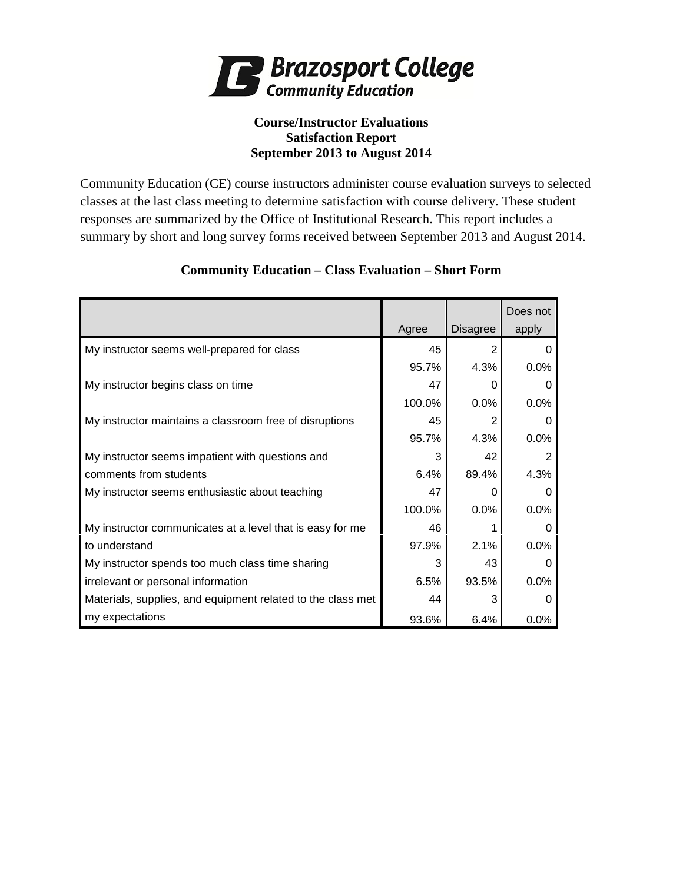**Brazosport College**
**Community Education**

### Course/Instructor Evaluations
### Satisfaction Report
### September 2013 to August 2014

Community Education (CE) course instructors administer course evaluation surveys to selected classes at the last class meeting to determine satisfaction with course delivery. These student responses are summarized by the Office of Institutional Research. This report includes a summary by short and long survey forms received between September 2013 and August 2014.

#### Community Education – Class Evaluation – Short Form

| | Agree | Disagree | Does not apply |
|---|---|---|---|
| My instructor seems well-prepared for class | 45 | 2 | 0 |
| | 95.7% | 4.3% | 0.0% |
| My instructor begins class on time | 47 | 0 | 0 |
| | 100.0% | 0.0% | 0.0% |
| My instructor maintains a classroom free of disruptions | 45 | 2 | 0 |
| | 95.7% | 4.3% | 0.0% |
| My instructor seems impatient with questions and comments from students | 3 | 42 | 2 |
| | 6.4% | 89.4% | 4.3% |
| My instructor seems enthusiastic about teaching | 47 | 0 | 0 |
| | 100.0% | 0.0% | 0.0% |
| My instructor communicates at a level that is easy for me to understand | 46 | 1 | 0 |
| | 97.9% | 2.1% | 0.0% |
| My instructor spends too much class time sharing irrelevant or personal information | 3 | 43 | 0 |
| | 6.5% | 93.5% | 0.0% |
| Materials, supplies, and equipment related to the class met my expectations | 44 | 3 | 0 |
| | 93.6% | 6.4% | 0.0% |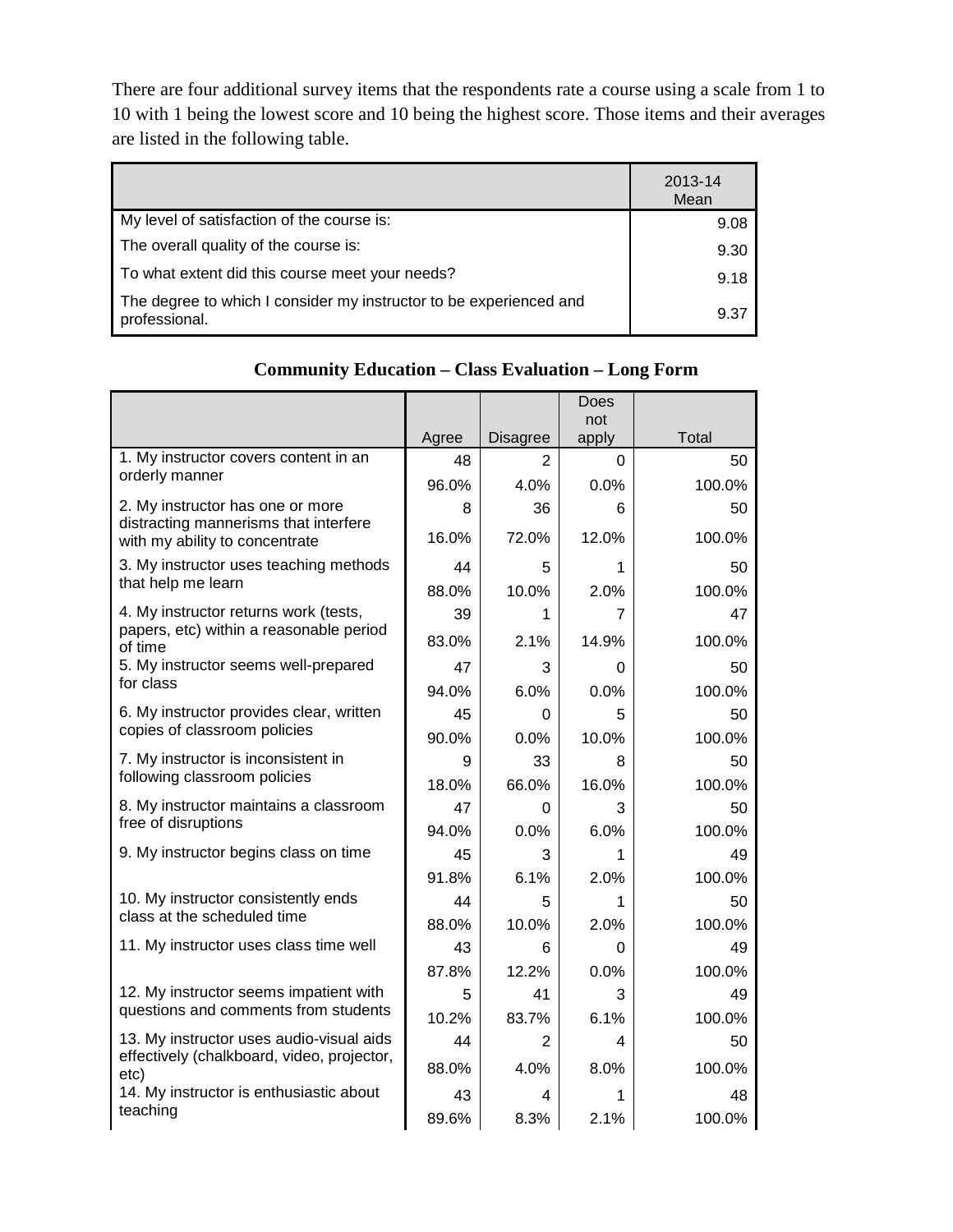There are four additional survey items that the respondents rate a course using a scale from 1 to 10 with 1 being the lowest score and 10 being the highest score. Those items and their averages are listed in the following table.

| | 2013-14 Mean |
|---|---|
| My level of satisfaction of the course is: | 9.08 |
| The overall quality of the course is: | 9.30 |
| To what extent did this course meet your needs? | 9.18 |
| The degree to which I consider my instructor to be experienced and professional. | 9.37 |

**Community Education – Class Evaluation – Long Form**

| | Agree | Disagree | Does not apply | Total |
|---|---|---|---|---|
| 1. My instructor covers content in an orderly manner | 48 | 2 | 0 | 50 |
| | 96.0% | 4.0% | 0.0% | 100.0% |
| 2. My instructor has one or more distracting mannerisms that interfere with my ability to concentrate | 8 | 36 | 6 | 50 |
| | 16.0% | 72.0% | 12.0% | 100.0% |
| 3. My instructor uses teaching methods that help me learn | 44 | 5 | 1 | 50 |
| | 88.0% | 10.0% | 2.0% | 100.0% |
| 4. My instructor returns work (tests, papers, etc) within a reasonable period of time | 39 | 1 | 7 | 47 |
| | 83.0% | 2.1% | 14.9% | 100.0% |
| 5. My instructor seems well-prepared for class | 47 | 3 | 0 | 50 |
| | 94.0% | 6.0% | 0.0% | 100.0% |
| 6. My instructor provides clear, written copies of classroom policies | 45 | 0 | 5 | 50 |
| | 90.0% | 0.0% | 10.0% | 100.0% |
| 7. My instructor is inconsistent in following classroom policies | 9 | 33 | 8 | 50 |
| | 18.0% | 66.0% | 16.0% | 100.0% |
| 8. My instructor maintains a classroom free of disruptions | 47 | 0 | 3 | 50 |
| | 94.0% | 0.0% | 6.0% | 100.0% |
| 9. My instructor begins class on time | 45 | 3 | 1 | 49 |
| | 91.8% | 6.1% | 2.0% | 100.0% |
| 10. My instructor consistently ends class at the scheduled time | 44 | 5 | 1 | 50 |
| | 88.0% | 10.0% | 2.0% | 100.0% |
| 11. My instructor uses class time well | 43 | 6 | 0 | 49 |
| | 87.8% | 12.2% | 0.0% | 100.0% |
| 12. My instructor seems impatient with questions and comments from students | 5 | 41 | 3 | 49 |
| | 10.2% | 83.7% | 6.1% | 100.0% |
| 13. My instructor uses audio-visual aids effectively (chalkboard, video, projector, etc) | 44 | 2 | 4 | 50 |
| | 88.0% | 4.0% | 8.0% | 100.0% |
| 14. My instructor is enthusiastic about teaching | 43 | 4 | 1 | 48 |
| | 89.6% | 8.3% | 2.1% | 100.0% |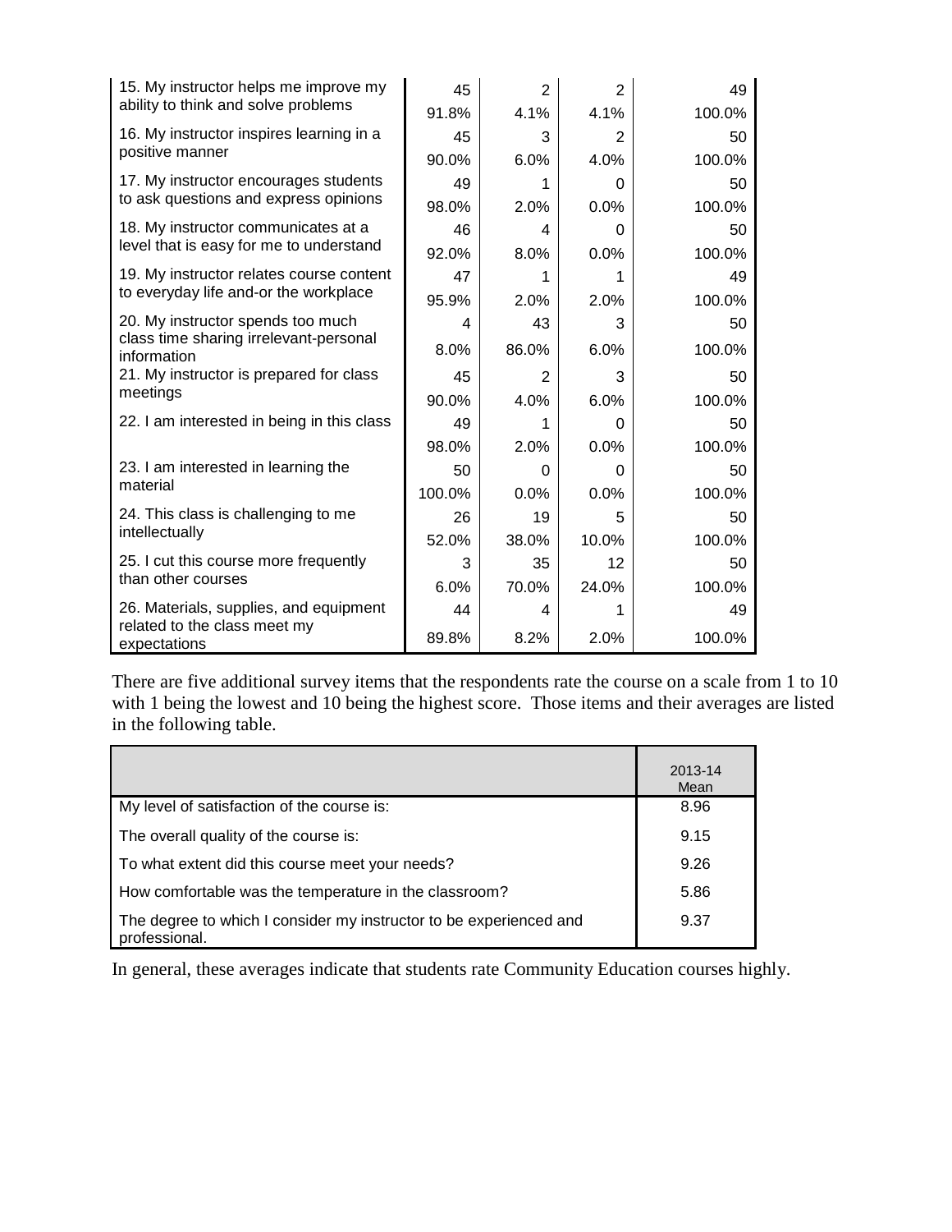| | | | | |
|---|---|---|---|---|
| 15. My instructor helps me improve my ability to think and solve problems | 45<br>91.8% | 2<br>4.1% | 2<br>4.1% | 49<br>100.0% |
| 16. My instructor inspires learning in a positive manner | 45<br>90.0% | 3<br>6.0% | 2<br>4.0% | 50<br>100.0% |
| 17. My instructor encourages students to ask questions and express opinions | 49<br>98.0% | 1<br>2.0% | 0<br>0.0% | 50<br>100.0% |
| 18. My instructor communicates at a level that is easy for me to understand | 46<br>92.0% | 4<br>8.0% | 0<br>0.0% | 50<br>100.0% |
| 19. My instructor relates course content to everyday life and-or the workplace | 47<br>95.9% | 1<br>2.0% | 1<br>2.0% | 49<br>100.0% |
| 20. My instructor spends too much class time sharing irrelevant-personal information | 4<br>8.0% | 43<br>86.0% | 3<br>6.0% | 50<br>100.0% |
| 21. My instructor is prepared for class meetings | 45<br>90.0% | 2<br>4.0% | 3<br>6.0% | 50<br>100.0% |
| 22. I am interested in being in this class | 49<br>98.0% | 1<br>2.0% | 0<br>0.0% | 50<br>100.0% |
| 23. I am interested in learning the material | 50<br>100.0% | 0<br>0.0% | 0<br>0.0% | 50<br>100.0% |
| 24. This class is challenging to me intellectually | 26<br>52.0% | 19<br>38.0% | 5<br>10.0% | 50<br>100.0% |
| 25. I cut this course more frequently than other courses | 3<br>6.0% | 35<br>70.0% | 12<br>24.0% | 50<br>100.0% |
| 26. Materials, supplies, and equipment related to the class meet my expectations | 44<br>89.8% | 4<br>8.2% | 1<br>2.0% | 49<br>100.0% |

There are five additional survey items that the respondents rate the course on a scale from 1 to 10 with 1 being the lowest and 10 being the highest score. Those items and their averages are listed in the following table.

| | 2013-14 Mean |
|---|---|
| My level of satisfaction of the course is: | 8.96 |
| The overall quality of the course is: | 9.15 |
| To what extent did this course meet your needs? | 9.26 |
| How comfortable was the temperature in the classroom? | 5.86 |
| The degree to which I consider my instructor to be experienced and professional. | 9.37 |

In general, these averages indicate that students rate Community Education courses highly.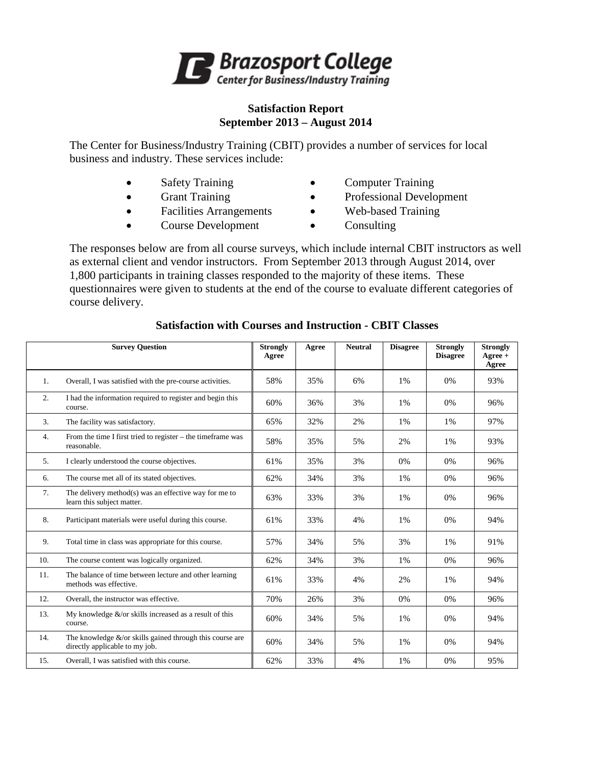**Brazosport College**
**Center for Business/Industry Training**

## Satisfaction Report
## September 2013 – August 2014

The Center for Business/Industry Training (CBIT) provides a number of services for local business and industry. These services include:

- Safety Training
- Grant Training
- Facilities Arrangements
- Course Development
- Computer Training
- Professional Development
- Web-based Training
- Consulting

The responses below are from all course surveys, which include internal CBIT instructors as well as external client and vendor instructors. From September 2013 through August 2014, over 1,800 participants in training classes responded to the majority of these items. These questionnaires were given to students at the end of the course to evaluate different categories of course delivery.

### Satisfaction with Courses and Instruction - CBIT Classes

| | Survey Question | Strongly Agree | Agree | Neutral | Disagree | Strongly Disagree | Strongly Agree + Agree |
|---|---|---|---|---|---|---|---|
| 1. | Overall, I was satisfied with the pre-course activities. | 58% | 35% | 6% | 1% | 0% | 93% |
| 2. | I had the information required to register and begin this course. | 60% | 36% | 3% | 1% | 0% | 96% |
| 3. | The facility was satisfactory. | 65% | 32% | 2% | 1% | 1% | 97% |
| 4. | From the time I first tried to register – the timeframe was reasonable. | 58% | 35% | 5% | 2% | 1% | 93% |
| 5. | I clearly understood the course objectives. | 61% | 35% | 3% | 0% | 0% | 96% |
| 6. | The course met all of its stated objectives. | 62% | 34% | 3% | 1% | 0% | 96% |
| 7. | The delivery method(s) was an effective way for me to learn this subject matter. | 63% | 33% | 3% | 1% | 0% | 96% |
| 8. | Participant materials were useful during this course. | 61% | 33% | 4% | 1% | 0% | 94% |
| 9. | Total time in class was appropriate for this course. | 57% | 34% | 5% | 3% | 1% | 91% |
| 10. | The course content was logically organized. | 62% | 34% | 3% | 1% | 0% | 96% |
| 11. | The balance of time between lecture and other learning methods was effective. | 61% | 33% | 4% | 2% | 1% | 94% |
| 12. | Overall, the instructor was effective. | 70% | 26% | 3% | 0% | 0% | 96% |
| 13. | My knowledge &/or skills increased as a result of this course. | 60% | 34% | 5% | 1% | 0% | 94% |
| 14. | The knowledge &/or skills gained through this course are directly applicable to my job. | 60% | 34% | 5% | 1% | 0% | 94% |
| 15. | Overall, I was satisfied with this course. | 62% | 33% | 4% | 1% | 0% | 95% |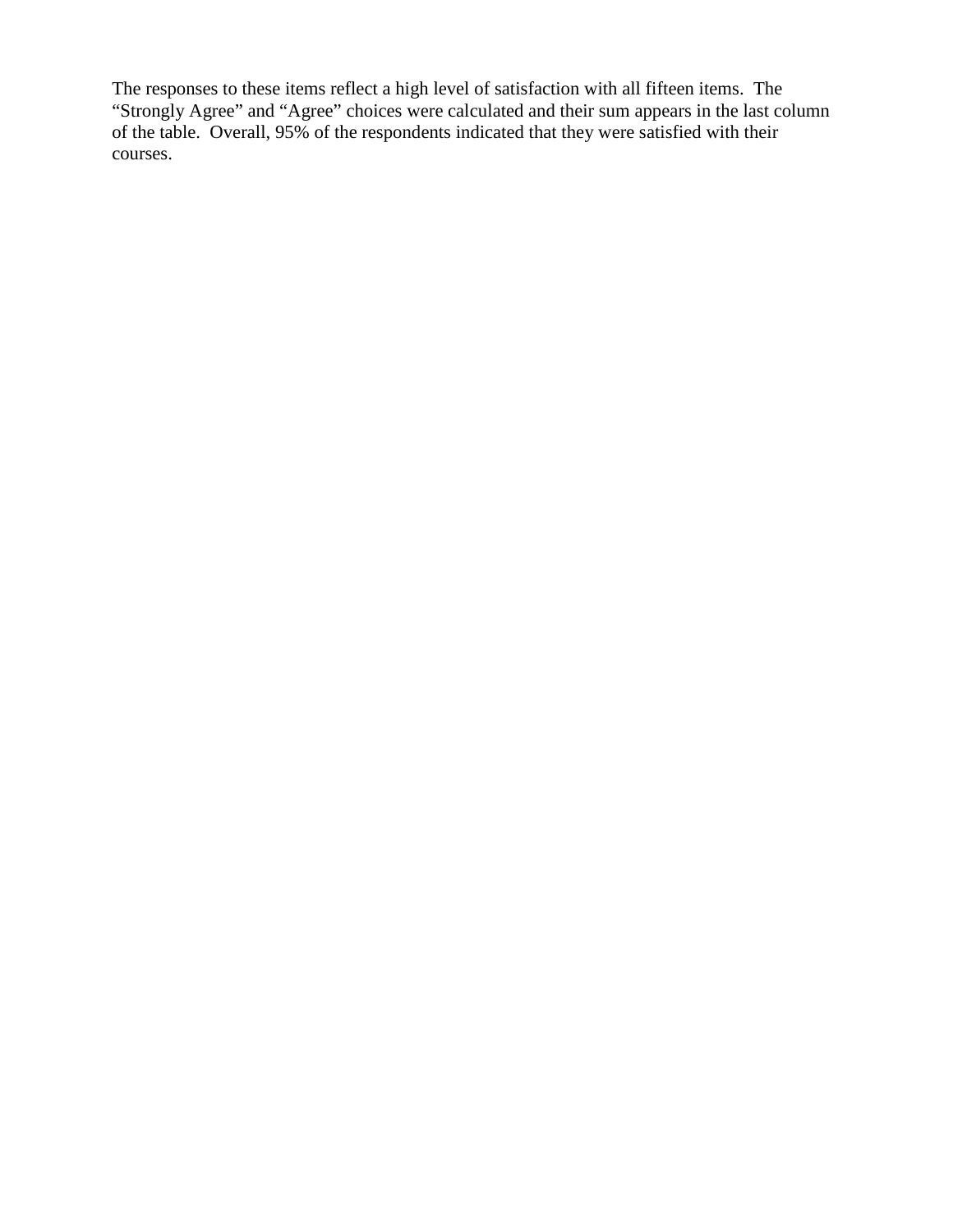The responses to these items reflect a high level of satisfaction with all fifteen items. The “Strongly Agree” and “Agree” choices were calculated and their sum appears in the last column of the table. Overall, 95% of the respondents indicated that they were satisfied with their courses.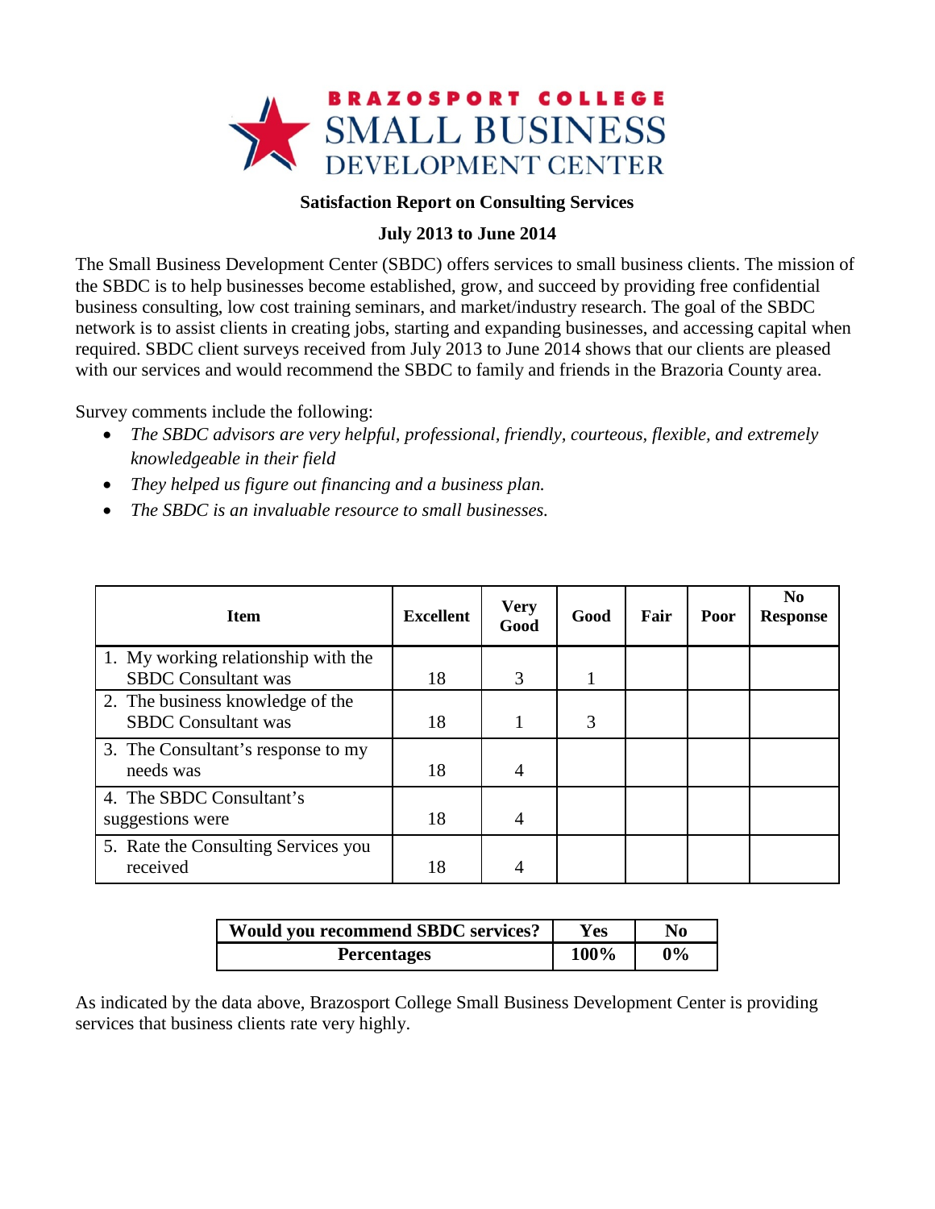BRAZOSPORT COLLEGE SMALL BUSINESS DEVELOPMENT CENTER

**Satisfaction Report on Consulting Services**

**July 2013 to June 2014**

The Small Business Development Center (SBDC) offers services to small business clients. The mission of the SBDC is to help businesses become established, grow, and succeed by providing free confidential business consulting, low cost training seminars, and market/industry research. The goal of the SBDC network is to assist clients in creating jobs, starting and expanding businesses, and accessing capital when required. SBDC client surveys received from July 2013 to June 2014 shows that our clients are pleased with our services and would recommend the SBDC to family and friends in the Brazoria County area.

Survey comments include the following:

- *The SBDC advisors are very helpful, professional, friendly, courteous, flexible, and extremely knowledgeable in their field*
- *They helped us figure out financing and a business plan.*
- *The SBDC is an invaluable resource to small businesses.*

| Item | Excellent | Very Good | Good | Fair | Poor | No Response |
|---|---|---|---|---|---|---|
| 1. My working relationship with the SBDC Consultant was | 18 | 3 | 1 | | | |
| 2. The business knowledge of the SBDC Consultant was | 18 | 1 | 3 | | | |
| 3. The Consultant's response to my needs was | 18 | 4 | | | | |
| 4. The SBDC Consultant's suggestions were | 18 | 4 | | | | |
| 5. Rate the Consulting Services you received | 18 | 4 | | | | |

| Would you recommend SBDC services? | Yes | No |
|---|---|---|
| **Percentages** | **100%** | **0%** |

As indicated by the data above, Brazosport College Small Business Development Center is providing services that business clients rate very highly.